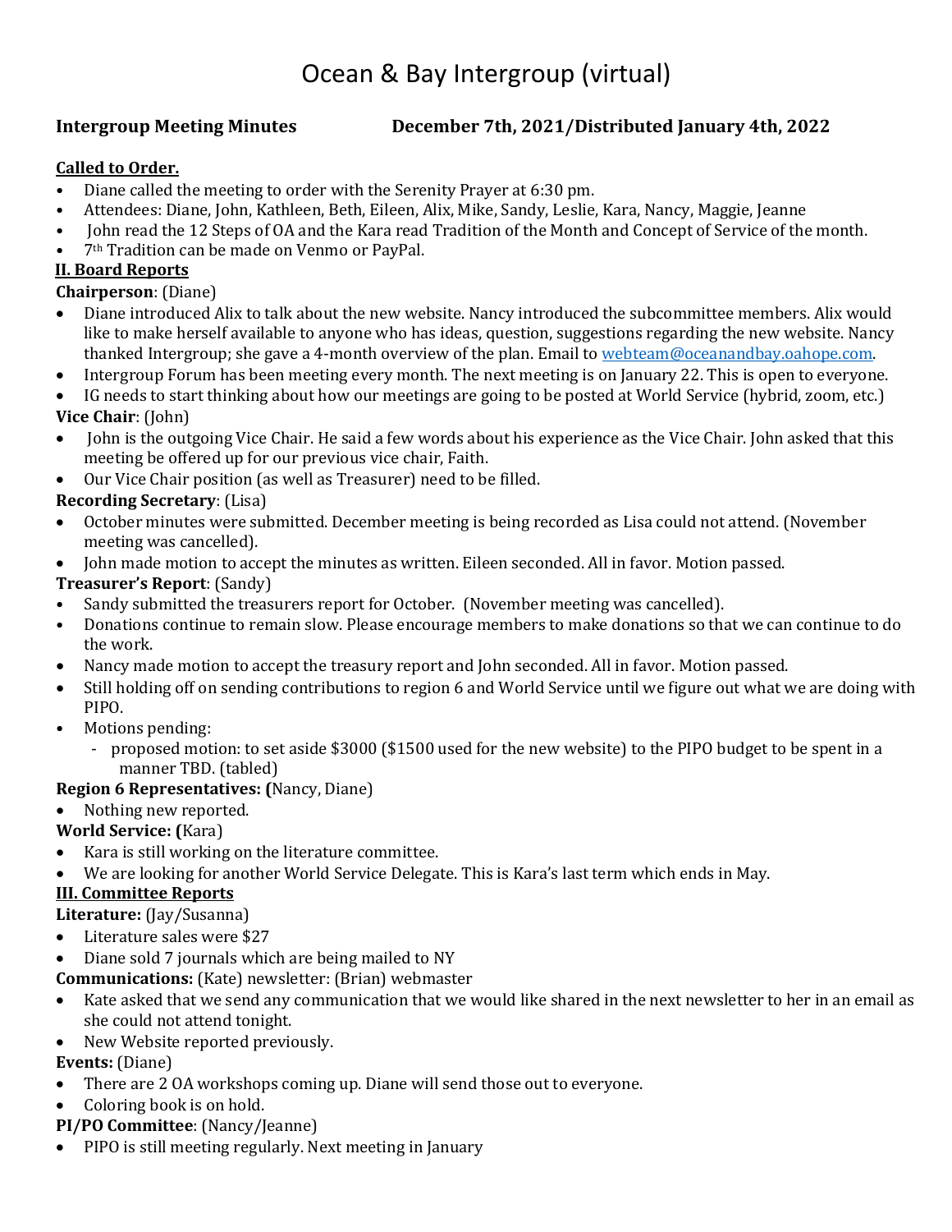# Ocean & Bay Intergroup (virtual)

**Intergroup Meeting Minutes** **December 7th, 2021/Distributed January 4th, 2022**

## Called to Order.

- Diane called the meeting to order with the Serenity Prayer at 6:30 pm.
- Attendees: Diane, John, Kathleen, Beth, Eileen, Alix, Mike, Sandy, Leslie, Kara, Nancy, Maggie, Jeanne
- John read the 12 Steps of OA and the Kara read Tradition of the Month and Concept of Service of the month.
- 7th Tradition can be made on Venmo or PayPal.

## II. Board Reports

**Chairperson**: (Diane)

- Diane introduced Alix to talk about the new website. Nancy introduced the subcommittee members. Alix would like to make herself available to anyone who has ideas, question, suggestions regarding the new website. Nancy thanked Intergroup; she gave a 4-month overview of the plan. Email to webteam@oceanandbay.oahope.com.
- Intergroup Forum has been meeting every month. The next meeting is on January 22. This is open to everyone.
- IG needs to start thinking about how our meetings are going to be posted at World Service (hybrid, zoom, etc.)

**Vice Chair**: (John)

- John is the outgoing Vice Chair. He said a few words about his experience as the Vice Chair. John asked that this meeting be offered up for our previous vice chair, Faith.
- Our Vice Chair position (as well as Treasurer) need to be filled.

**Recording Secretary**: (Lisa)

- October minutes were submitted. December meeting is being recorded as Lisa could not attend. (November meeting was cancelled).
- John made motion to accept the minutes as written. Eileen seconded. All in favor. Motion passed.

**Treasurer's Report**: (Sandy)

- Sandy submitted the treasurers report for October. (November meeting was cancelled).
- Donations continue to remain slow. Please encourage members to make donations so that we can continue to do the work.
- Nancy made motion to accept the treasury report and John seconded. All in favor. Motion passed.
- Still holding off on sending contributions to region 6 and World Service until we figure out what we are doing with PIPO.
- Motions pending:
  - proposed motion: to set aside $3000 ($1500 used for the new website) to the PIPO budget to be spent in a manner TBD. (tabled)

**Region 6 Representatives: (**Nancy, Diane)

- Nothing new reported.

**World Service: (**Kara)

- Kara is still working on the literature committee.
- We are looking for another World Service Delegate. This is Kara's last term which ends in May.

## III. Committee Reports

**Literature:** (Jay/Susanna)

- Literature sales were $27
- Diane sold 7 journals which are being mailed to NY

**Communications:** (Kate) newsletter: (Brian) webmaster

- Kate asked that we send any communication that we would like shared in the next newsletter to her in an email as she could not attend tonight.
- New Website reported previously.

**Events:** (Diane)

- There are 2 OA workshops coming up. Diane will send those out to everyone.
- Coloring book is on hold.

**PI/PO Committee**: (Nancy/Jeanne)

- PIPO is still meeting regularly. Next meeting in January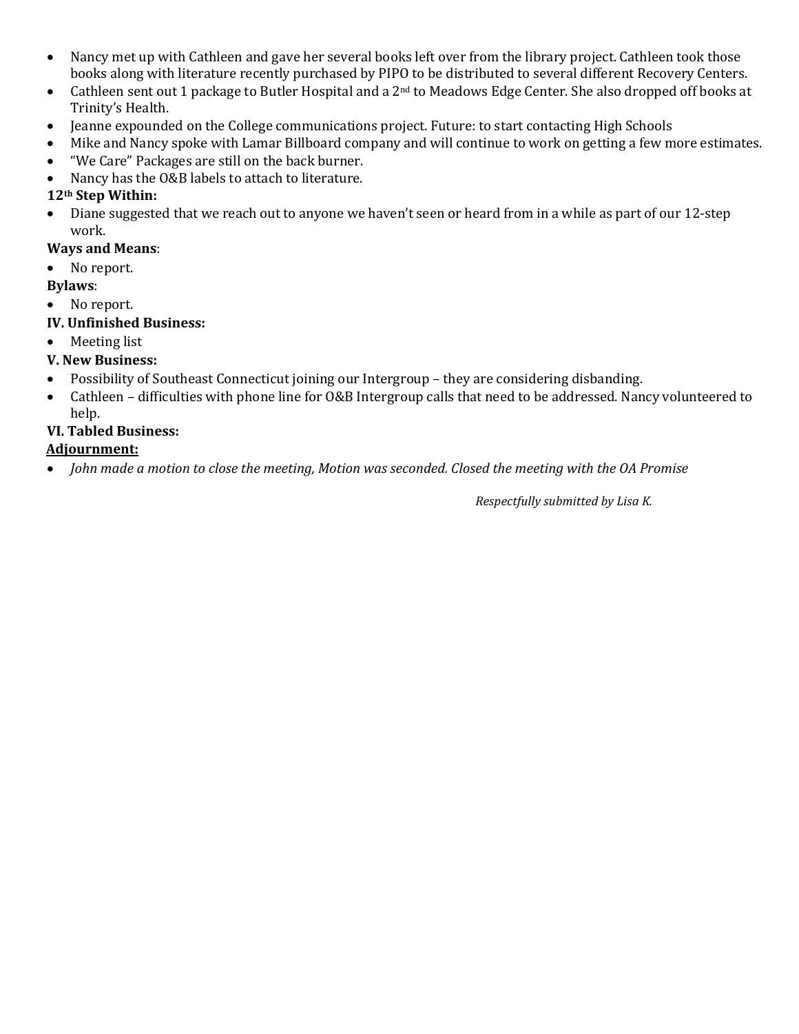- Nancy met up with Cathleen and gave her several books left over from the library project. Cathleen took those books along with literature recently purchased by PIPO to be distributed to several different Recovery Centers.
- Cathleen sent out 1 package to Butler Hospital and a 2nd to Meadows Edge Center. She also dropped off books at Trinity's Health.
- Jeanne expounded on the College communications project. Future: to start contacting High Schools
- Mike and Nancy spoke with Lamar Billboard company and will continue to work on getting a few more estimates.
- "We Care" Packages are still on the back burner.
- Nancy has the O&B labels to attach to literature.

**12th Step Within:**

- Diane suggested that we reach out to anyone we haven't seen or heard from in a while as part of our 12-step work.

**Ways and Means**:

- No report.

**Bylaws**:

- No report.

**IV. Unfinished Business:**

- Meeting list

**V. New Business:**

- Possibility of Southeast Connecticut joining our Intergroup – they are considering disbanding.
- Cathleen – difficulties with phone line for O&B Intergroup calls that need to be addressed. Nancy volunteered to help.

**VI. Tabled Business:**

**Adjournment:**

- *John made a motion to close the meeting, Motion was seconded. Closed the meeting with the OA Promise*

*Respectfully submitted by Lisa K.*